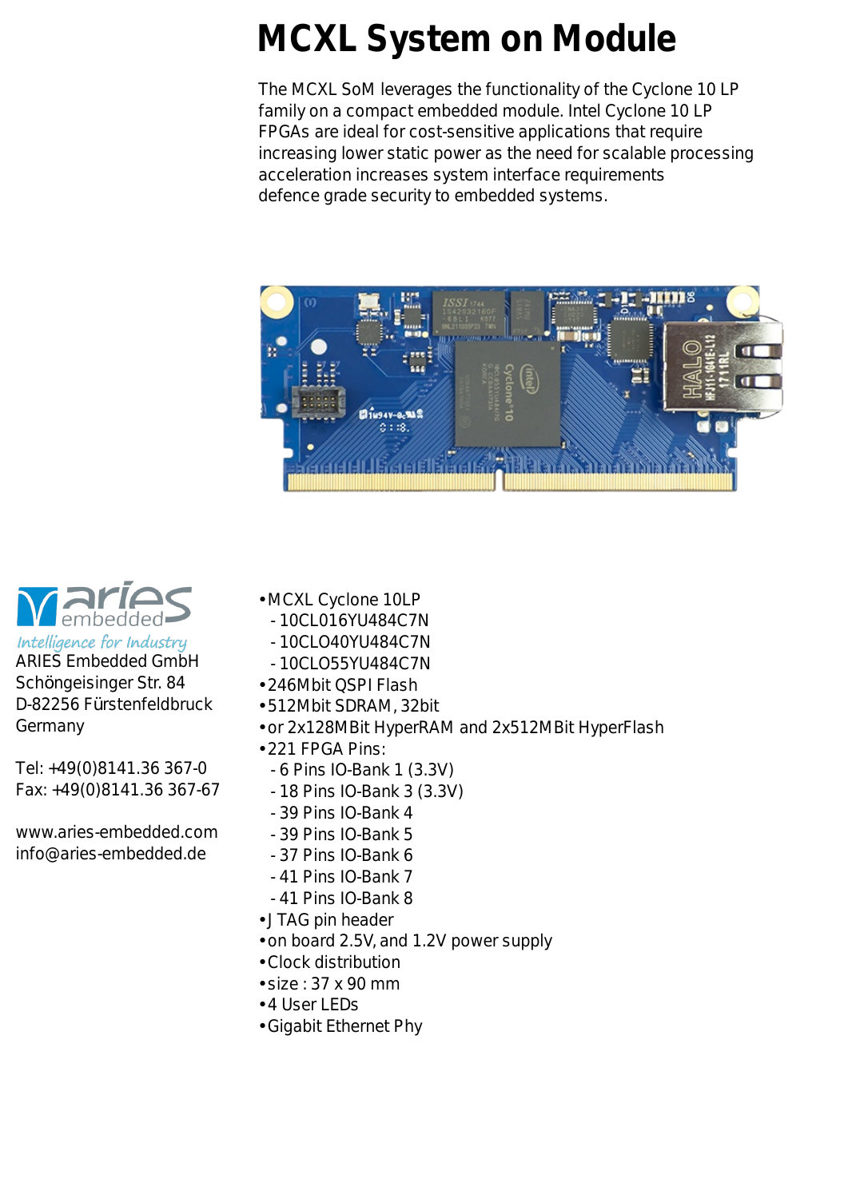# MCXL System on Module

The MCXL SoM leverages the functionality of the Cyclone 10 LP family on a compact embedded module. Intel Cyclone 10 LP FPGAs are ideal for cost-sensitive applications that require increasing lower static power as the need for scalable processing acceleration increases system interface requirements defence grade security to embedded systems.

aries embedded
*Intelligence for Industry*

ARIES Embedded GmbH
Schöngeisinger Str. 84
D-82256 Fürstenfeldbruck
Germany

Tel: +49(0)8141.36 367-0
Fax: +49(0)8141.36 367-67

www.aries-embedded.com
info@aries-embedded.de

- MCXL Cyclone 10LP
  - 10CL016YU484C7N
  - 10CLO40YU484C7N
  - 10CLO55YU484C7N
- 246Mbit QSPI Flash
- 512MBit SDRAM, 32bit
- or 2x128MBit HyperRAM and 2x512MBit HyperFlash
- 221 FPGA Pins:
  - 6 Pins IO-Bank 1 (3.3V)
  - 18 Pins IO-Bank 3 (3.3V)
  - 39 Pins IO-Bank 4
  - 39 Pins IO-Bank 5
  - 37 Pins IO-Bank 6
  - 41 Pins IO-Bank 7
  - 41 Pins IO-Bank 8
- JTAG pin header
- on board 2.5V, and 1.2V power supply
- Clock distribution
- size : 37 x 90 mm
- 4 User LEDs
- Gigabit Ethernet Phy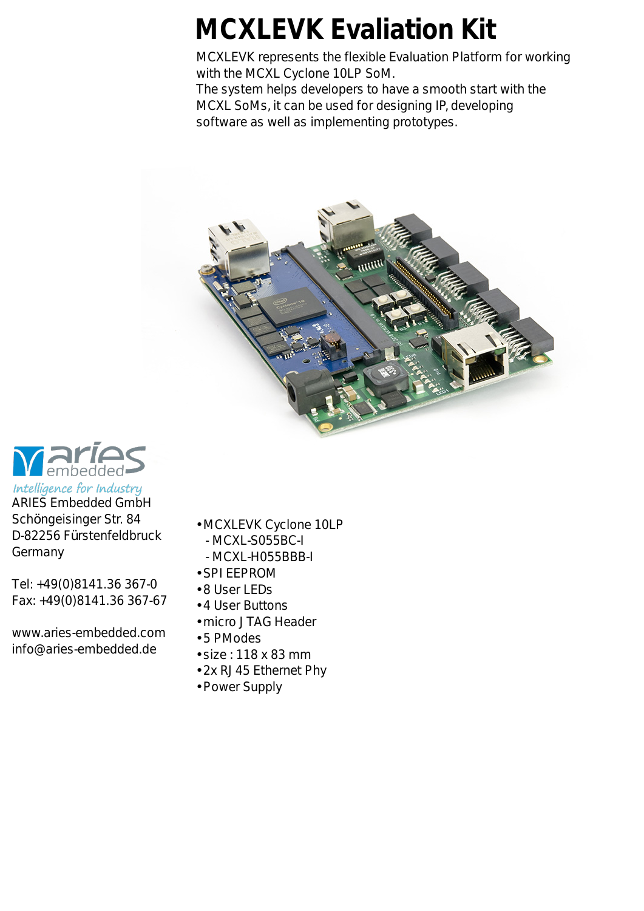# MCXLEVK Evaliation Kit

MCXLEVK represents the flexible Evaluation Platform for working with the MCXL Cyclone 10LP SoM.
The system helps developers to have a smooth start with the MCXL SoMs, it can be used for designing IP, developing software as well as implementing prototypes.

aries embedded
*Intelligence for Industry*

ARIES Embedded GmbH
Schöngeisinger Str. 84
D-82256 Fürstenfeldbruck
Germany

Tel: +49(0)8141.36 367-0
Fax: +49(0)8141.36 367-67

www.aries-embedded.com
info@aries-embedded.de

- MCXLEVK Cyclone 10LP
  - MCXL-S055BC-I
  - MCXL-H055BBB-I
- SPI EEPROM
- 8 User LEDs
- 4 User Buttons
- micro J TAG Header
- 5 PModes
- size : 118 x 83 mm
- 2x RJ 45 Ethernet Phy
- Power Supply